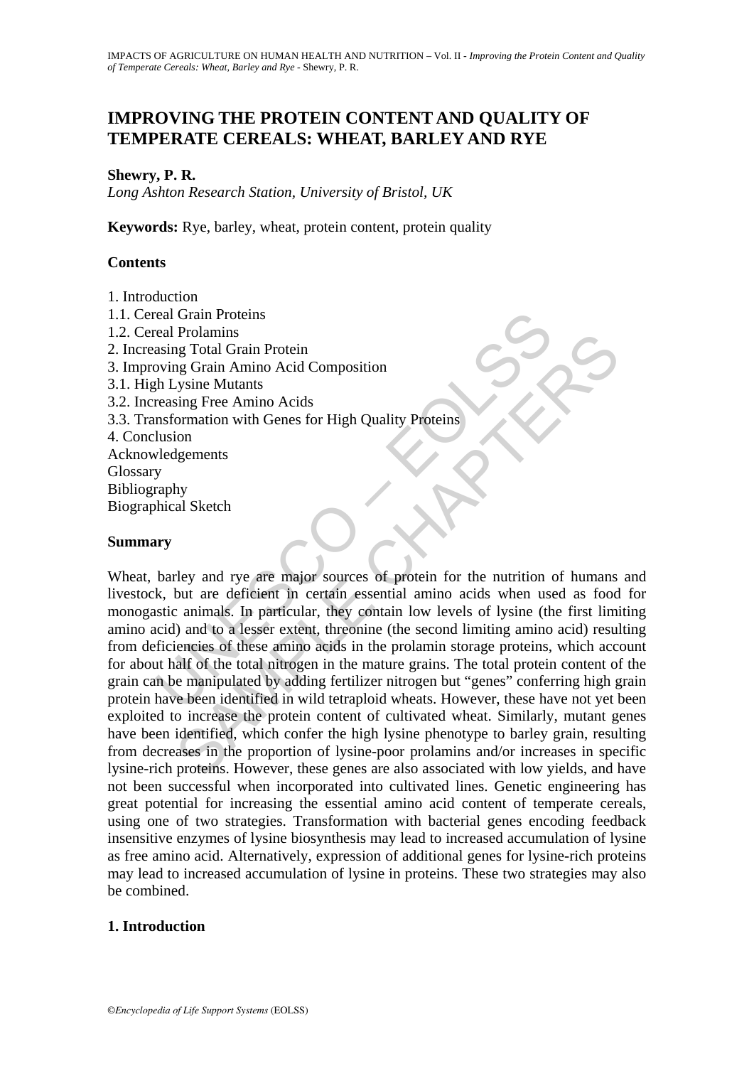# IMPROVING THE PROTEIN CONTENT AND QUALITY OF TEMPERATE CEREALS: WHEAT, BARLEY AND RYE

**Shewry, P. R.**

*Long Ashton Research Station, University of Bristol, UK*

**Keywords:** Rye, barley, wheat, protein content, protein quality

## Contents

1. Introduction
1.1. Cereal Grain Proteins
1.2. Cereal Prolamins
2. Increasing Total Grain Protein
3. Improving Grain Amino Acid Composition
3.1. High Lysine Mutants
3.2. Increasing Free Amino Acids
3.3. Transformation with Genes for High Quality Proteins
4. Conclusion
Acknowledgements
Glossary
Bibliography
Biographical Sketch

## Summary

Wheat, barley and rye are major sources of protein for the nutrition of humans and livestock, but are deficient in certain essential amino acids when used as food for monogastic animals. In particular, they contain low levels of lysine (the first limiting amino acid) and to a lesser extent, threonine (the second limiting amino acid) resulting from deficiencies of these amino acids in the prolamin storage proteins, which account for about half of the total nitrogen in the mature grains. The total protein content of the grain can be manipulated by adding fertilizer nitrogen but "genes" conferring high grain protein have been identified in wild tetraploid wheats. However, these have not yet been exploited to increase the protein content of cultivated wheat. Similarly, mutant genes have been identified, which confer the high lysine phenotype to barley grain, resulting from decreases in the proportion of lysine-poor prolamins and/or increases in specific lysine-rich proteins. However, these genes are also associated with low yields, and have not been successful when incorporated into cultivated lines. Genetic engineering has great potential for increasing the essential amino acid content of temperate cereals, using one of two strategies. Transformation with bacterial genes encoding feedback insensitive enzymes of lysine biosynthesis may lead to increased accumulation of lysine as free amino acid. Alternatively, expression of additional genes for lysine-rich proteins may lead to increased accumulation of lysine in proteins. These two strategies may also be combined.

## 1. Introduction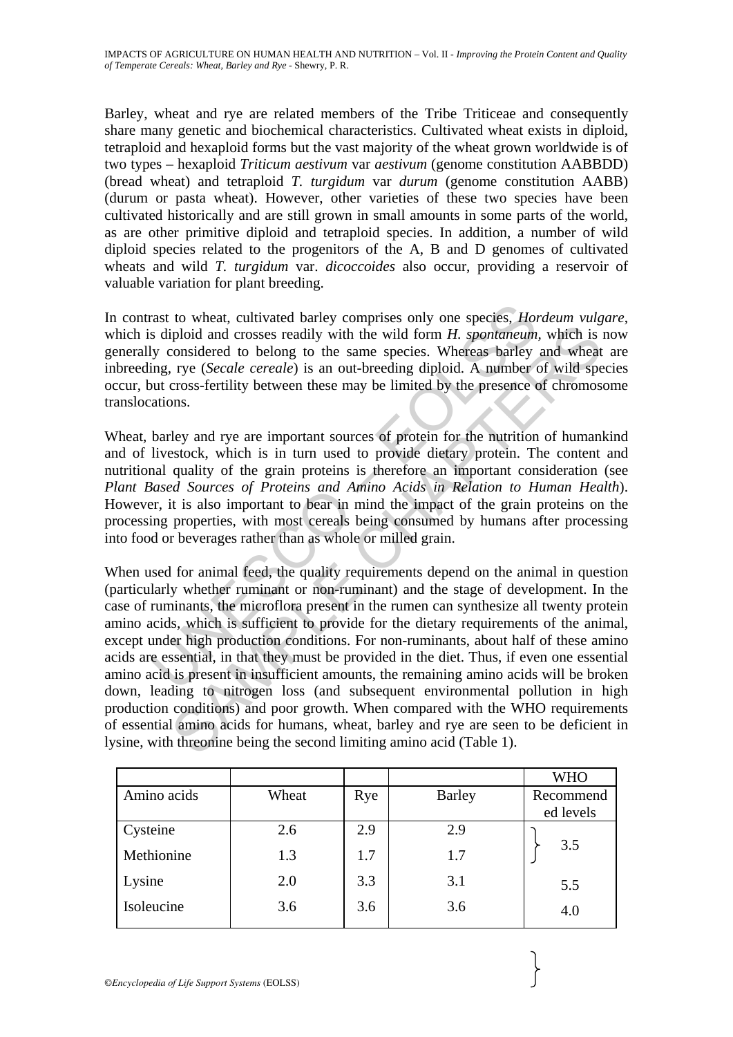Barley, wheat and rye are related members of the Tribe Triticeae and consequently share many genetic and biochemical characteristics. Cultivated wheat exists in diploid, tetraploid and hexaploid forms but the vast majority of the wheat grown worldwide is of two types – hexaploid *Triticum aestivum* var *aestivum* (genome constitution AABBDD) (bread wheat) and tetraploid *T. turgidum* var *durum* (genome constitution AABB) (durum or pasta wheat). However, other varieties of these two species have been cultivated historically and are still grown in small amounts in some parts of the world, as are other primitive diploid and tetraploid species. In addition, a number of wild diploid species related to the progenitors of the A, B and D genomes of cultivated wheats and wild *T. turgidum* var. *dicoccoides* also occur, providing a reservoir of valuable variation for plant breeding.

In contrast to wheat, cultivated barley comprises only one species, *Hordeum vulgare*, which is diploid and crosses readily with the wild form *H. spontaneum*, which is now generally considered to belong to the same species. Whereas barley and wheat are inbreeding, rye (*Secale cereale*) is an out-breeding diploid. A number of wild species occur, but cross-fertility between these may be limited by the presence of chromosome translocations.

Wheat, barley and rye are important sources of protein for the nutrition of humankind and of livestock, which is in turn used to provide dietary protein. The content and nutritional quality of the grain proteins is therefore an important consideration (see *Plant Based Sources of Proteins and Amino Acids in Relation to Human Health*). However, it is also important to bear in mind the impact of the grain proteins on the processing properties, with most cereals being consumed by humans after processing into food or beverages rather than as whole or milled grain.

When used for animal feed, the quality requirements depend on the animal in question (particularly whether ruminant or non-ruminant) and the stage of development. In the case of ruminants, the microflora present in the rumen can synthesize all twenty protein amino acids, which is sufficient to provide for the dietary requirements of the animal, except under high production conditions. For non-ruminants, about half of these amino acids are essential, in that they must be provided in the diet. Thus, if even one essential amino acid is present in insufficient amounts, the remaining amino acids will be broken down, leading to nitrogen loss (and subsequent environmental pollution in high production conditions) and poor growth. When compared with the WHO requirements of essential amino acids for humans, wheat, barley and rye are seen to be deficient in lysine, with threonine being the second limiting amino acid (Table 1).

| Amino acids | Wheat | Rye | Barley | WHO Recommended levels |
|---|---|---|---|---|
| Cysteine | 2.6 | 2.9 | 2.9 | 3.5 (Cysteine + Methionine) |
| Methionine | 1.3 | 1.7 | 1.7 | |
| Lysine | 2.0 | 3.3 | 3.1 | 5.5 |
| Isoleucine | 3.6 | 3.6 | 3.6 | 4.0 |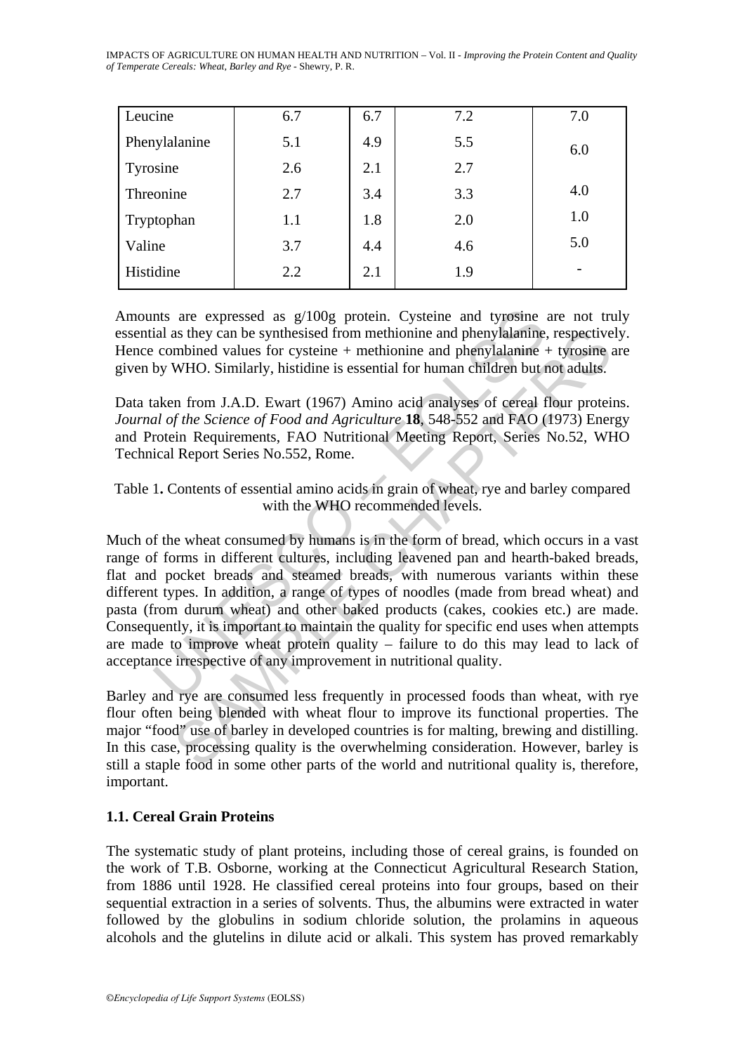| Leucine | 6.7 | 6.7 | 7.2 | 7.0 |
|---|---|---|---|---|
| Phenylalanine | 5.1 | 4.9 | 5.5 | 6.0 |
| Tyrosine | 2.6 | 2.1 | 2.7 | |
| Threonine | 2.7 | 3.4 | 3.3 | 4.0 |
| Tryptophan | 1.1 | 1.8 | 2.0 | 1.0 |
| Valine | 3.7 | 4.4 | 4.6 | 5.0 |
| Histidine | 2.2 | 2.1 | 1.9 | - |

Amounts are expressed as g/100g protein. Cysteine and tyrosine are not truly essential as they can be synthesised from methionine and phenylalanine, respectively. Hence combined values for cysteine + methionine and phenylalanine + tyrosine are given by WHO. Similarly, histidine is essential for human children but not adults.

Data taken from J.A.D. Ewart (1967) Amino acid analyses of cereal flour proteins. *Journal of the Science of Food and Agriculture* **18**, 548-552 and FAO (1973) Energy and Protein Requirements, FAO Nutritional Meeting Report, Series No.52, WHO Technical Report Series No.552, Rome.

Table 1**.** Contents of essential amino acids in grain of wheat, rye and barley compared with the WHO recommended levels.

Much of the wheat consumed by humans is in the form of bread, which occurs in a vast range of forms in different cultures, including leavened pan and hearth-baked breads, flat and pocket breads and steamed breads, with numerous variants within these different types. In addition, a range of types of noodles (made from bread wheat) and pasta (from durum wheat) and other baked products (cakes, cookies etc.) are made. Consequently, it is important to maintain the quality for specific end uses when attempts are made to improve wheat protein quality – failure to do this may lead to lack of acceptance irrespective of any improvement in nutritional quality.

Barley and rye are consumed less frequently in processed foods than wheat, with rye flour often being blended with wheat flour to improve its functional properties. The major "food" use of barley in developed countries is for malting, brewing and distilling. In this case, processing quality is the overwhelming consideration. However, barley is still a staple food in some other parts of the world and nutritional quality is, therefore, important.

### 1.1. Cereal Grain Proteins

The systematic study of plant proteins, including those of cereal grains, is founded on the work of T.B. Osborne, working at the Connecticut Agricultural Research Station, from 1886 until 1928. He classified cereal proteins into four groups, based on their sequential extraction in a series of solvents. Thus, the albumins were extracted in water followed by the globulins in sodium chloride solution, the prolamins in aqueous alcohols and the glutelins in dilute acid or alkali. This system has proved remarkably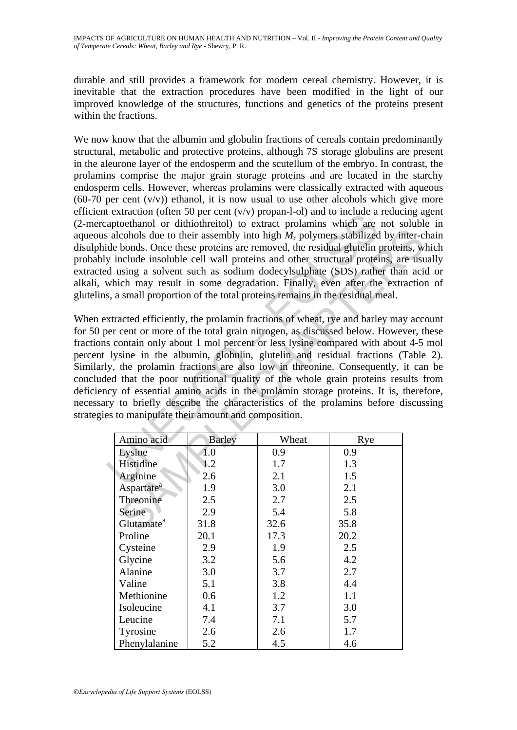durable and still provides a framework for modern cereal chemistry. However, it is inevitable that the extraction procedures have been modified in the light of our improved knowledge of the structures, functions and genetics of the proteins present within the fractions.

We now know that the albumin and globulin fractions of cereals contain predominantly structural, metabolic and protective proteins, although 7S storage globulins are present in the aleurone layer of the endosperm and the scutellum of the embryo. In contrast, the prolamins comprise the major grain storage proteins and are located in the starchy endosperm cells. However, whereas prolamins were classically extracted with aqueous (60-70 per cent (v/v)) ethanol, it is now usual to use other alcohols which give more efficient extraction (often 50 per cent (v/v) propan-l-ol) and to include a reducing agent (2-mercaptoethanol or dithiothreitol) to extract prolamins which are not soluble in aqueous alcohols due to their assembly into high $M_r$ polymers stabilized by inter-chain disulphide bonds. Once these proteins are removed, the residual glutelin proteins, which probably include insoluble cell wall proteins and other structural proteins, are usually extracted using a solvent such as sodium dodecylsulphate (SDS) rather than acid or alkali, which may result in some degradation. Finally, even after the extraction of glutelins, a small proportion of the total proteins remains in the residual meal.

When extracted efficiently, the prolamin fractions of wheat, rye and barley may account for 50 per cent or more of the total grain nitrogen, as discussed below. However, these fractions contain only about 1 mol percent or less lysine compared with about 4-5 mol percent lysine in the albumin, globulin, glutelin and residual fractions (Table 2). Similarly, the prolamin fractions are also low in threonine. Consequently, it can be concluded that the poor nutritional quality of the whole grain proteins results from deficiency of essential amino acids in the prolamin storage proteins. It is, therefore, necessary to briefly describe the characteristics of the prolamins before discussing strategies to manipulate their amount and composition.

| Amino acid | Barley | Wheat | Rye |
|---|---|---|---|
| Lysine | 1.0 | 0.9 | 0.9 |
| Histidine | 1.2 | 1.7 | 1.3 |
| Arginine | 2.6 | 2.1 | 1.5 |
| Aspartate[a] | 1.9 | 3.0 | 2.1 |
| Threonine | 2.5 | 2.7 | 2.5 |
| Serine | 2.9 | 5.4 | 5.8 |
| Glutamate[a] | 31.8 | 32.6 | 35.8 |
| Proline | 20.1 | 17.3 | 20.2 |
| Cysteine | 2.9 | 1.9 | 2.5 |
| Glycine | 3.2 | 5.6 | 4.2 |
| Alanine | 3.0 | 3.7 | 2.7 |
| Valine | 5.1 | 3.8 | 4.4 |
| Methionine | 0.6 | 1.2 | 1.1 |
| Isoleucine | 4.1 | 3.7 | 3.0 |
| Leucine | 7.4 | 7.1 | 5.7 |
| Tyrosine | 2.6 | 2.6 | 1.7 |
| Phenylalanine | 5.2 | 4.5 | 4.6 |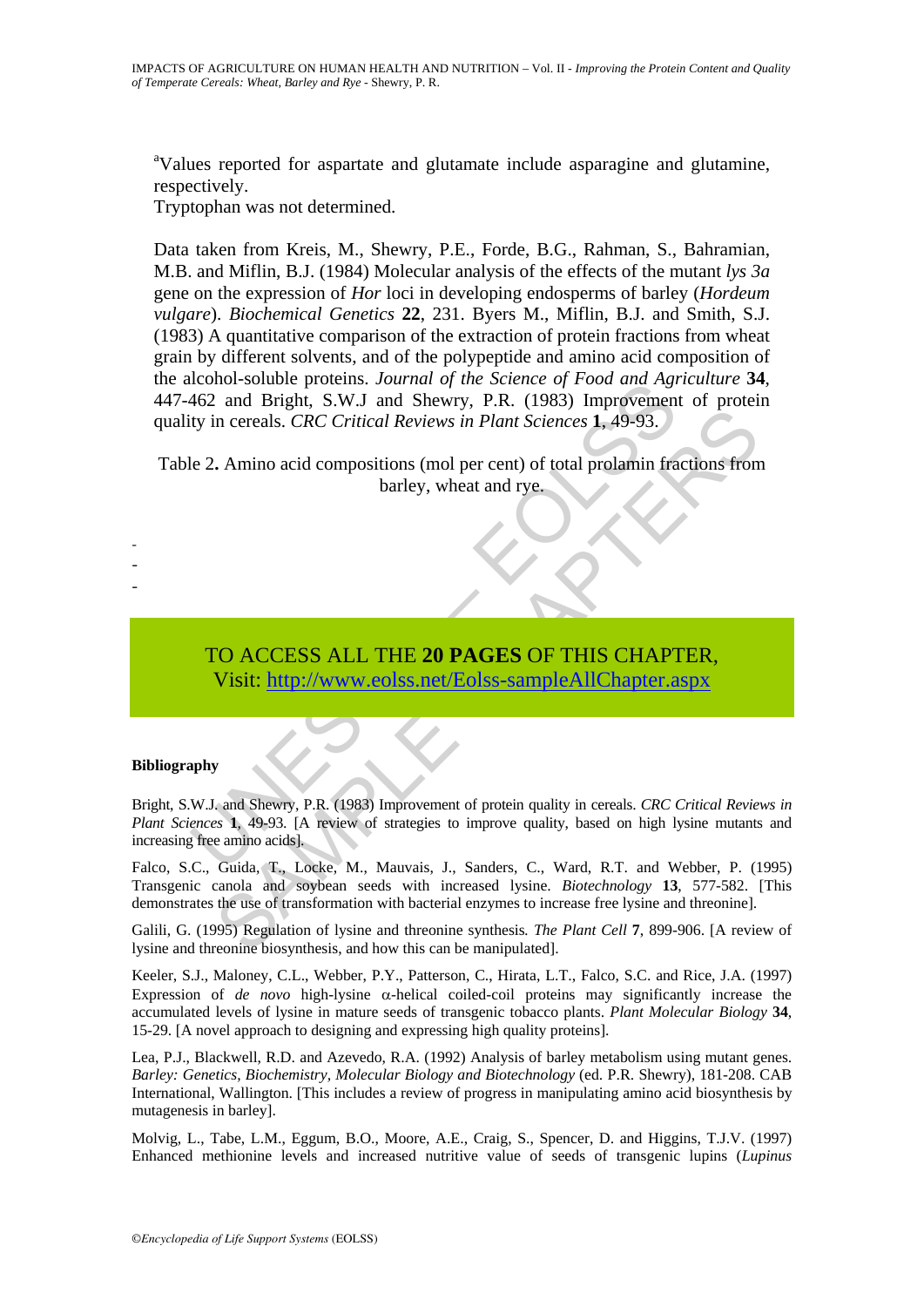[a]Values reported for aspartate and glutamate include asparagine and glutamine, respectively.
Tryptophan was not determined.

Data taken from Kreis, M., Shewry, P.E., Forde, B.G., Rahman, S., Bahramian, M.B. and Miflin, B.J. (1984) Molecular analysis of the effects of the mutant *lys 3a* gene on the expression of *Hor* loci in developing endosperms of barley (*Hordeum vulgare*). *Biochemical Genetics* **22**, 231. Byers M., Miflin, B.J. and Smith, S.J. (1983) A quantitative comparison of the extraction of protein fractions from wheat grain by different solvents, and of the polypeptide and amino acid composition of the alcohol-soluble proteins. *Journal of the Science of Food and Agriculture* **34**, 447-462 and Bright, S.W.J and Shewry, P.R. (1983) Improvement of protein quality in cereals. *CRC Critical Reviews in Plant Sciences* **1**, 49-93.

Table 2**.** Amino acid compositions (mol per cent) of total prolamin fractions from barley, wheat and rye.

-
-
-

TO ACCESS ALL THE **20 PAGES** OF THIS CHAPTER,
Visit: http://www.eolss.net/Eolss-sampleAllChapter.aspx

**Bibliography**

Bright, S.W.J. and Shewry, P.R. (1983) Improvement of protein quality in cereals. *CRC Critical Reviews in Plant Sciences* **1**, 49-93. [A review of strategies to improve quality, based on high lysine mutants and increasing free amino acids].

Falco, S.C., Guida, T., Locke, M., Mauvais, J., Sanders, C., Ward, R.T. and Webber, P. (1995) Transgenic canola and soybean seeds with increased lysine. *Biotechnology* **13**, 577-582. [This demonstrates the use of transformation with bacterial enzymes to increase free lysine and threonine].

Galili, G. (1995) Regulation of lysine and threonine synthesis*. The Plant Cell* **7**, 899-906. [A review of lysine and threonine biosynthesis, and how this can be manipulated].

Keeler, S.J., Maloney, C.L., Webber, P.Y., Patterson, C., Hirata, L.T., Falco, S.C. and Rice, J.A. (1997) Expression of *de novo* high-lysine α-helical coiled-coil proteins may significantly increase the accumulated levels of lysine in mature seeds of transgenic tobacco plants. *Plant Molecular Biology* **34**, 15-29. [A novel approach to designing and expressing high quality proteins].

Lea, P.J., Blackwell, R.D. and Azevedo, R.A. (1992) Analysis of barley metabolism using mutant genes. *Barley: Genetics, Biochemistry, Molecular Biology and Biotechnology* (ed. P.R. Shewry), 181-208. CAB International, Wallington. [This includes a review of progress in manipulating amino acid biosynthesis by mutagenesis in barley].

Molvig, L., Tabe, L.M., Eggum, B.O., Moore, A.E., Craig, S., Spencer, D. and Higgins, T.J.V. (1997) Enhanced methionine levels and increased nutritive value of seeds of transgenic lupins (*Lupinus*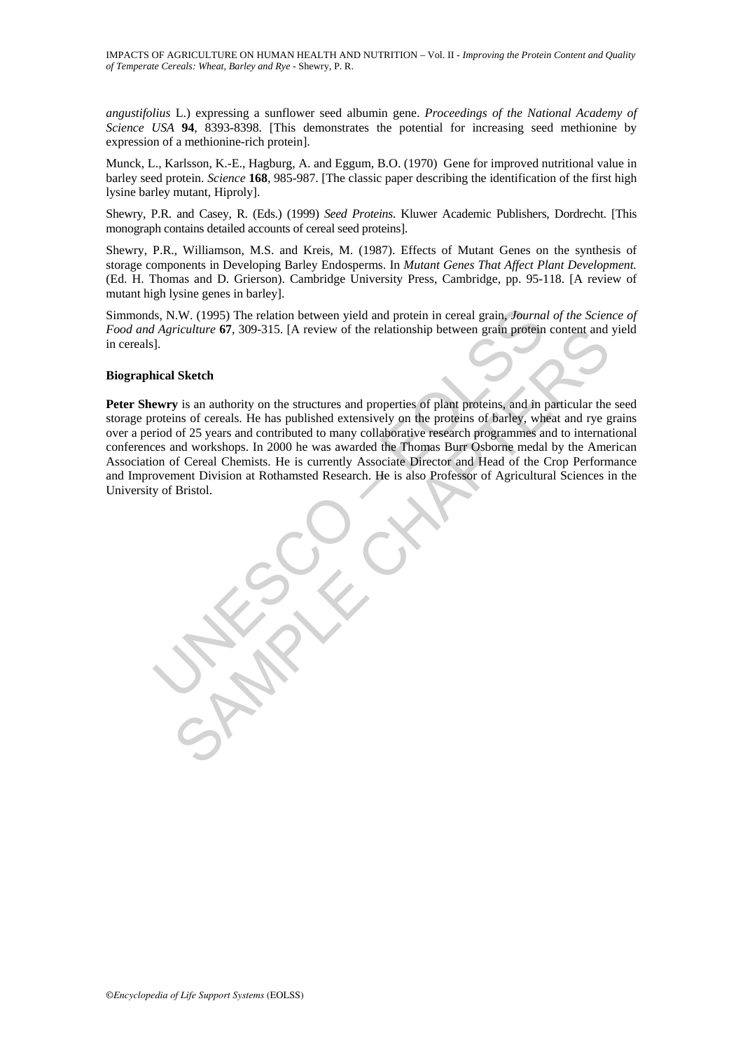*angustifolius* L.) expressing a sunflower seed albumin gene. *Proceedings of the National Academy of Science USA* **94**, 8393-8398. [This demonstrates the potential for increasing seed methionine by expression of a methionine-rich protein].

Munck, L., Karlsson, K.-E., Hagburg, A. and Eggum, B.O. (1970) Gene for improved nutritional value in barley seed protein. *Science* **168**, 985-987. [The classic paper describing the identification of the first high lysine barley mutant, Hiproly].

Shewry, P.R. and Casey, R. (Eds.) (1999) *Seed Proteins.* Kluwer Academic Publishers, Dordrecht. [This monograph contains detailed accounts of cereal seed proteins].

Shewry, P.R., Williamson, M.S. and Kreis, M. (1987). Effects of Mutant Genes on the synthesis of storage components in Developing Barley Endosperms. In *Mutant Genes That Affect Plant Development.* (Ed. H. Thomas and D. Grierson). Cambridge University Press, Cambridge, pp. 95-118. [A review of mutant high lysine genes in barley].

Simmonds, N.W. (1995) The relation between yield and protein in cereal grain, *Journal of the Science of Food and Agriculture* **67**, 309-315. [A review of the relationship between grain protein content and yield in cereals].

**Biographical Sketch**

**Peter Shewry** is an authority on the structures and properties of plant proteins, and in particular the seed storage proteins of cereals. He has published extensively on the proteins of barley, wheat and rye grains over a period of 25 years and contributed to many collaborative research programmes and to international conferences and workshops. In 2000 he was awarded the Thomas Burr Osborne medal by the American Association of Cereal Chemists. He is currently Associate Director and Head of the Crop Performance and Improvement Division at Rothamsted Research. He is also Professor of Agricultural Sciences in the University of Bristol.